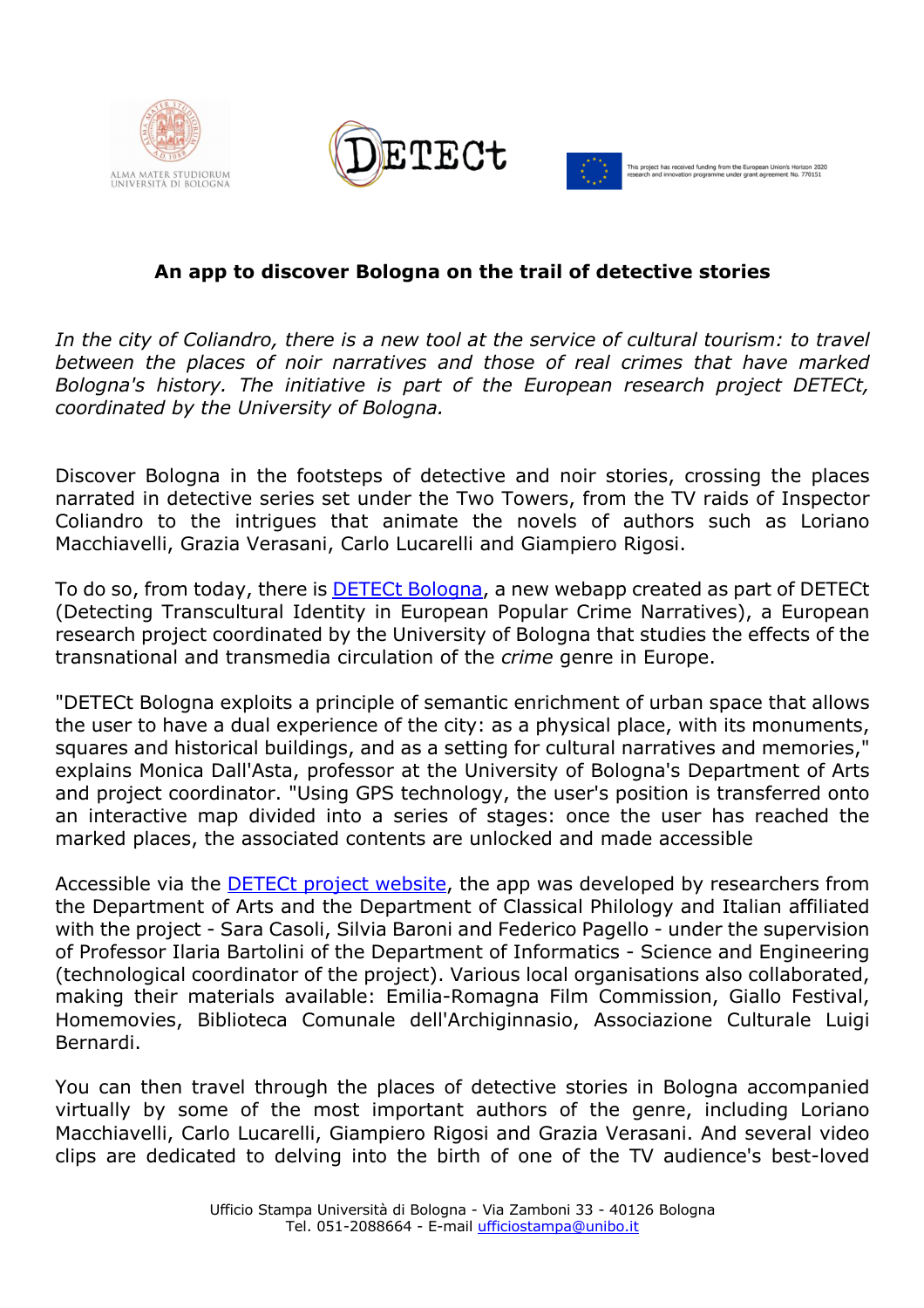**An app to discover Bologna on the trail of detective stories**

*In the city of Coliandro, there is a new tool at the service of cultural tourism: to travel between the places of noir narratives and those of real crimes that have marked Bologna's history. The initiative is part of the European research project DETECt, coordinated by the University of Bologna.*

Discover Bologna in the footsteps of detective and noir stories, crossing the places narrated in detective series set under the Two Towers, from the TV raids of Inspector Coliandro to the intrigues that animate the novels of authors such as Loriano Macchiavelli, Grazia Verasani, Carlo Lucarelli and Giampiero Rigosi.

To do so, from today, there is [DETECt Bologna](), a new webapp created as part of DETECt (Detecting Transcultural Identity in European Popular Crime Narratives), a European research project coordinated by the University of Bologna that studies the effects of the transnational and transmedia circulation of the *crime* genre in Europe.

"DETECt Bologna exploits a principle of semantic enrichment of urban space that allows the user to have a dual experience of the city: as a physical place, with its monuments, squares and historical buildings, and as a setting for cultural narratives and memories," explains Monica Dall'Asta, professor at the University of Bologna's Department of Arts and project coordinator. "Using GPS technology, the user's position is transferred onto an interactive map divided into a series of stages: once the user has reached the marked places, the associated contents are unlocked and made accessible

Accessible via the [DETECt project website](), the app was developed by researchers from the Department of Arts and the Department of Classical Philology and Italian affiliated with the project - Sara Casoli, Silvia Baroni and Federico Pagello - under the supervision of Professor Ilaria Bartolini of the Department of Informatics - Science and Engineering (technological coordinator of the project). Various local organisations also collaborated, making their materials available: Emilia-Romagna Film Commission, Giallo Festival, Homemovies, Biblioteca Comunale dell'Archiginnasio, Associazione Culturale Luigi Bernardi.

You can then travel through the places of detective stories in Bologna accompanied virtually by some of the most important authors of the genre, including Loriano Macchiavelli, Carlo Lucarelli, Giampiero Rigosi and Grazia Verasani. And several video clips are dedicated to delving into the birth of one of the TV audience's best-loved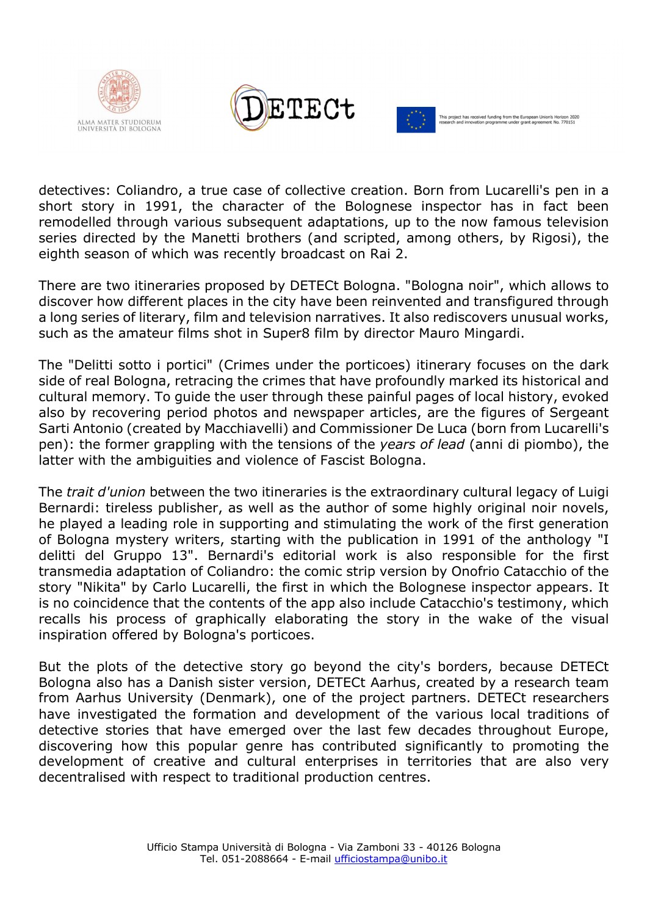detectives: Coliandro, a true case of collective creation. Born from Lucarelli's pen in a short story in 1991, the character of the Bolognese inspector has in fact been remodelled through various subsequent adaptations, up to the now famous television series directed by the Manetti brothers (and scripted, among others, by Rigosi), the eighth season of which was recently broadcast on Rai 2.

There are two itineraries proposed by DETECt Bologna. "Bologna noir", which allows to discover how different places in the city have been reinvented and transfigured through a long series of literary, film and television narratives. It also rediscovers unusual works, such as the amateur films shot in Super8 film by director Mauro Mingardi.

The "Delitti sotto i portici" (Crimes under the porticoes) itinerary focuses on the dark side of real Bologna, retracing the crimes that have profoundly marked its historical and cultural memory. To guide the user through these painful pages of local history, evoked also by recovering period photos and newspaper articles, are the figures of Sergeant Sarti Antonio (created by Macchiavelli) and Commissioner De Luca (born from Lucarelli's pen): the former grappling with the tensions of the *years of lead* (anni di piombo), the latter with the ambiguities and violence of Fascist Bologna.

The *trait d'union* between the two itineraries is the extraordinary cultural legacy of Luigi Bernardi: tireless publisher, as well as the author of some highly original noir novels, he played a leading role in supporting and stimulating the work of the first generation of Bologna mystery writers, starting with the publication in 1991 of the anthology "I delitti del Gruppo 13". Bernardi's editorial work is also responsible for the first transmedia adaptation of Coliandro: the comic strip version by Onofrio Catacchio of the story "Nikita" by Carlo Lucarelli, the first in which the Bolognese inspector appears. It is no coincidence that the contents of the app also include Catacchio's testimony, which recalls his process of graphically elaborating the story in the wake of the visual inspiration offered by Bologna's porticoes.

But the plots of the detective story go beyond the city's borders, because DETECt Bologna also has a Danish sister version, DETECt Aarhus, created by a research team from Aarhus University (Denmark), one of the project partners. DETECt researchers have investigated the formation and development of the various local traditions of detective stories that have emerged over the last few decades throughout Europe, discovering how this popular genre has contributed significantly to promoting the development of creative and cultural enterprises in territories that are also very decentralised with respect to traditional production centres.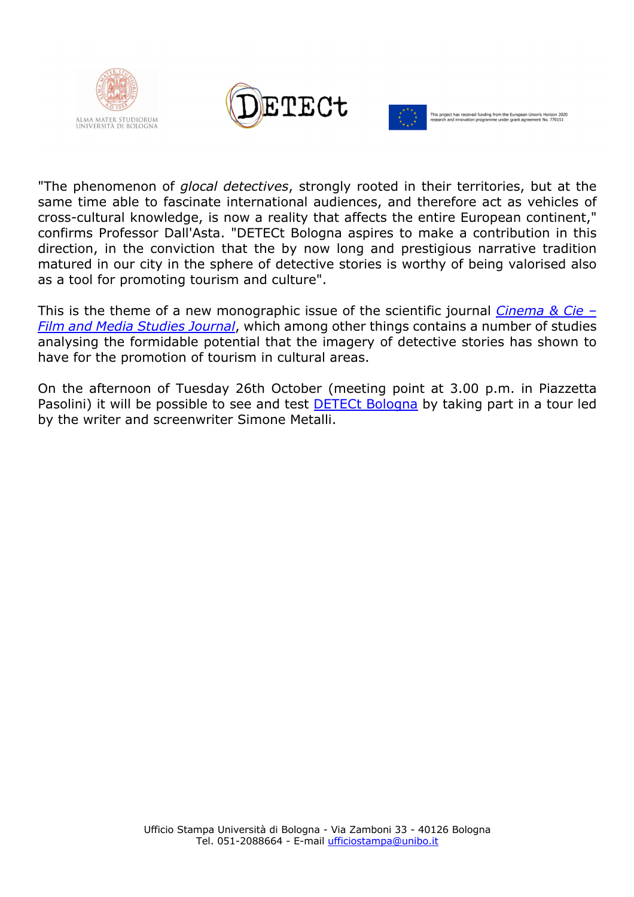"The phenomenon of *glocal detectives*, strongly rooted in their territories, but at the same time able to fascinate international audiences, and therefore act as vehicles of cross-cultural knowledge, is now a reality that affects the entire European continent," confirms Professor Dall'Asta. "DETECt Bologna aspires to make a contribution in this direction, in the conviction that the by now long and prestigious narrative tradition matured in our city in the sphere of detective stories is worthy of being valorised also as a tool for promoting tourism and culture".

This is the theme of a new monographic issue of the scientific journal *Cinema & Cie – Film and Media Studies Journal*, which among other things contains a number of studies analysing the formidable potential that the imagery of detective stories has shown to have for the promotion of tourism in cultural areas.

On the afternoon of Tuesday 26th October (meeting point at 3.00 p.m. in Piazzetta Pasolini) it will be possible to see and test DETECt Bologna by taking part in a tour led by the writer and screenwriter Simone Metalli.